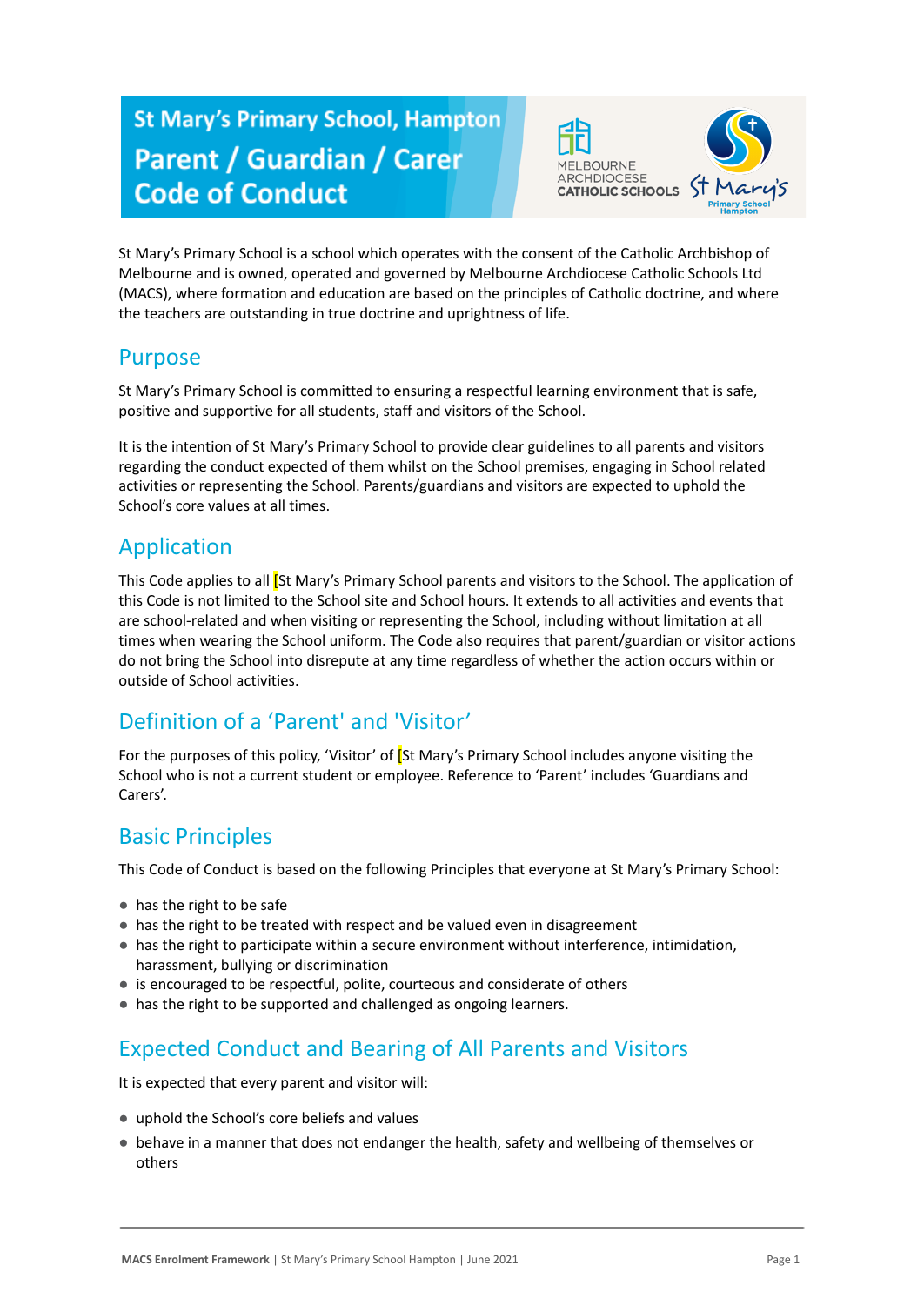# St Mary's Primary School, Hampton
# Parent / Guardian / Carer Code of Conduct

St Mary's Primary School is a school which operates with the consent of the Catholic Archbishop of Melbourne and is owned, operated and governed by Melbourne Archdiocese Catholic Schools Ltd (MACS), where formation and education are based on the principles of Catholic doctrine, and where the teachers are outstanding in true doctrine and uprightness of life.

## Purpose

St Mary's Primary School is committed to ensuring a respectful learning environment that is safe, positive and supportive for all students, staff and visitors of the School.

It is the intention of St Mary's Primary School to provide clear guidelines to all parents and visitors regarding the conduct expected of them whilst on the School premises, engaging in School related activities or representing the School. Parents/guardians and visitors are expected to uphold the School's core values at all times.

## Application

This Code applies to all [St Mary's Primary School parents and visitors to the School. The application of this Code is not limited to the School site and School hours. It extends to all activities and events that are school-related and when visiting or representing the School, including without limitation at all times when wearing the School uniform. The Code also requires that parent/guardian or visitor actions do not bring the School into disrepute at any time regardless of whether the action occurs within or outside of School activities.

## Definition of a 'Parent' and 'Visitor'

For the purposes of this policy, 'Visitor' of [St Mary's Primary School includes anyone visiting the School who is not a current student or employee. Reference to 'Parent' includes 'Guardians and Carers'.

## Basic Principles

This Code of Conduct is based on the following Principles that everyone at St Mary's Primary School:

- has the right to be safe
- has the right to be treated with respect and be valued even in disagreement
- has the right to participate within a secure environment without interference, intimidation, harassment, bullying or discrimination
- is encouraged to be respectful, polite, courteous and considerate of others
- has the right to be supported and challenged as ongoing learners.

## Expected Conduct and Bearing of All Parents and Visitors

It is expected that every parent and visitor will:

- uphold the School's core beliefs and values
- behave in a manner that does not endanger the health, safety and wellbeing of themselves or others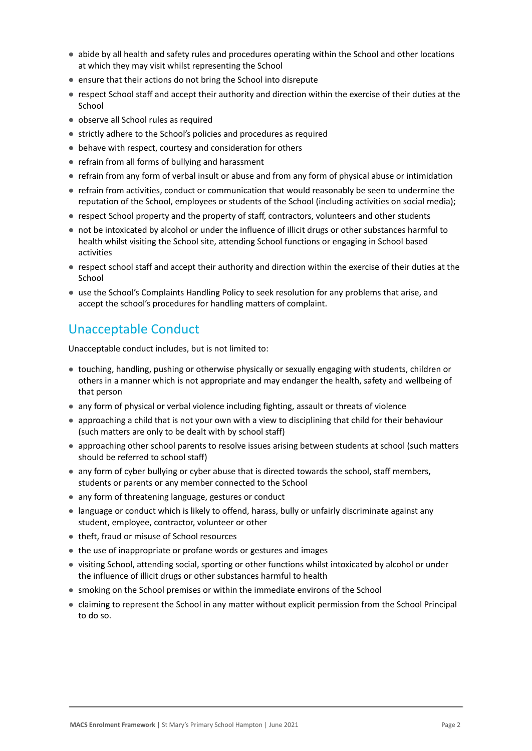- abide by all health and safety rules and procedures operating within the School and other locations at which they may visit whilst representing the School
- ensure that their actions do not bring the School into disrepute
- respect School staff and accept their authority and direction within the exercise of their duties at the School
- observe all School rules as required
- strictly adhere to the School's policies and procedures as required
- behave with respect, courtesy and consideration for others
- refrain from all forms of bullying and harassment
- refrain from any form of verbal insult or abuse and from any form of physical abuse or intimidation
- refrain from activities, conduct or communication that would reasonably be seen to undermine the reputation of the School, employees or students of the School (including activities on social media);
- respect School property and the property of staff, contractors, volunteers and other students
- not be intoxicated by alcohol or under the influence of illicit drugs or other substances harmful to health whilst visiting the School site, attending School functions or engaging in School based activities
- respect school staff and accept their authority and direction within the exercise of their duties at the School
- use the School's Complaints Handling Policy to seek resolution for any problems that arise, and accept the school's procedures for handling matters of complaint.

## Unacceptable Conduct

Unacceptable conduct includes, but is not limited to:

- touching, handling, pushing or otherwise physically or sexually engaging with students, children or others in a manner which is not appropriate and may endanger the health, safety and wellbeing of that person
- any form of physical or verbal violence including fighting, assault or threats of violence
- approaching a child that is not your own with a view to disciplining that child for their behaviour (such matters are only to be dealt with by school staff)
- approaching other school parents to resolve issues arising between students at school (such matters should be referred to school staff)
- any form of cyber bullying or cyber abuse that is directed towards the school, staff members, students or parents or any member connected to the School
- any form of threatening language, gestures or conduct
- language or conduct which is likely to offend, harass, bully or unfairly discriminate against any student, employee, contractor, volunteer or other
- theft, fraud or misuse of School resources
- the use of inappropriate or profane words or gestures and images
- visiting School, attending social, sporting or other functions whilst intoxicated by alcohol or under the influence of illicit drugs or other substances harmful to health
- smoking on the School premises or within the immediate environs of the School
- claiming to represent the School in any matter without explicit permission from the School Principal to do so.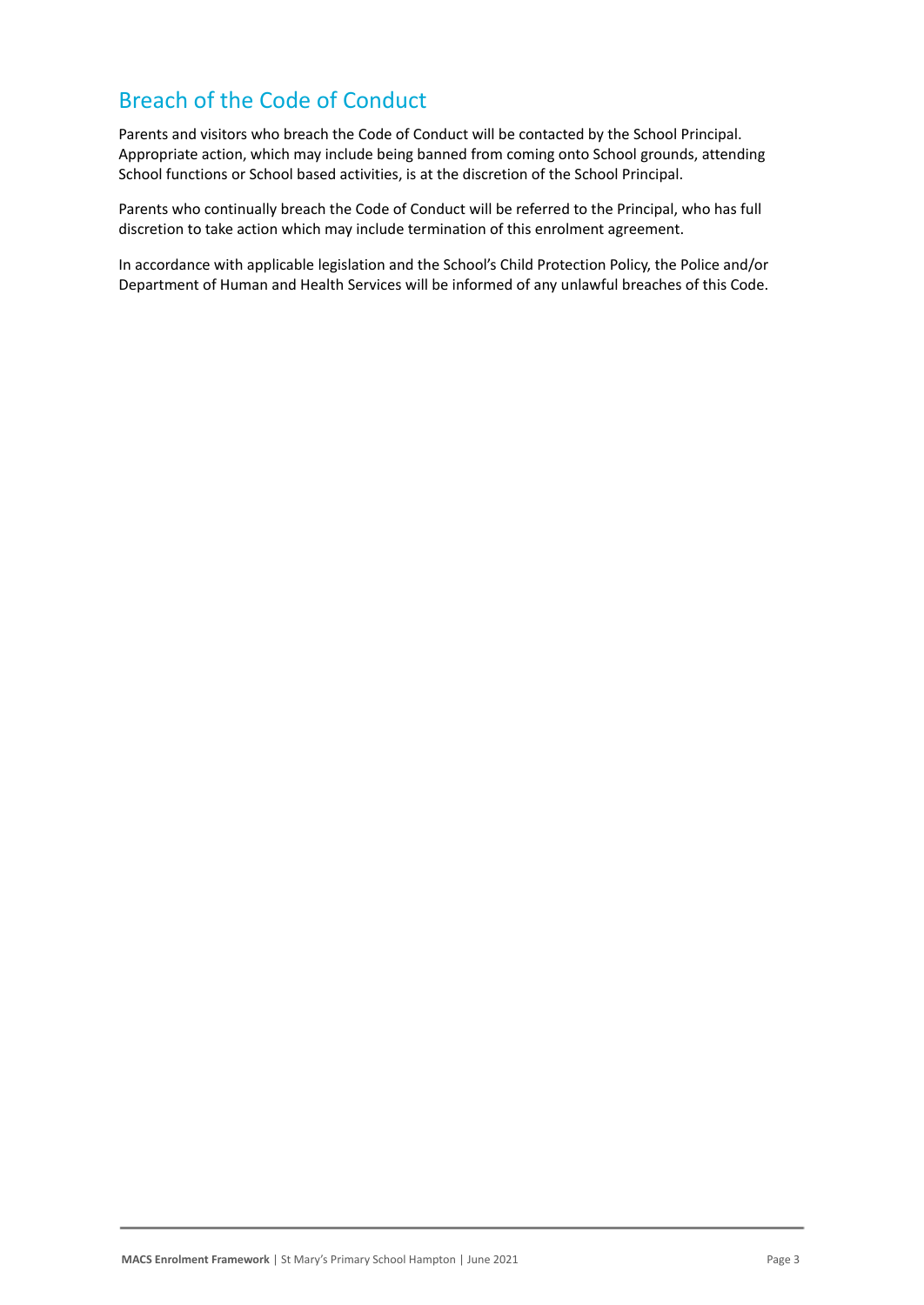## Breach of the Code of Conduct

Parents and visitors who breach the Code of Conduct will be contacted by the School Principal. Appropriate action, which may include being banned from coming onto School grounds, attending School functions or School based activities, is at the discretion of the School Principal.

Parents who continually breach the Code of Conduct will be referred to the Principal, who has full discretion to take action which may include termination of this enrolment agreement.

In accordance with applicable legislation and the School's Child Protection Policy, the Police and/or Department of Human and Health Services will be informed of any unlawful breaches of this Code.